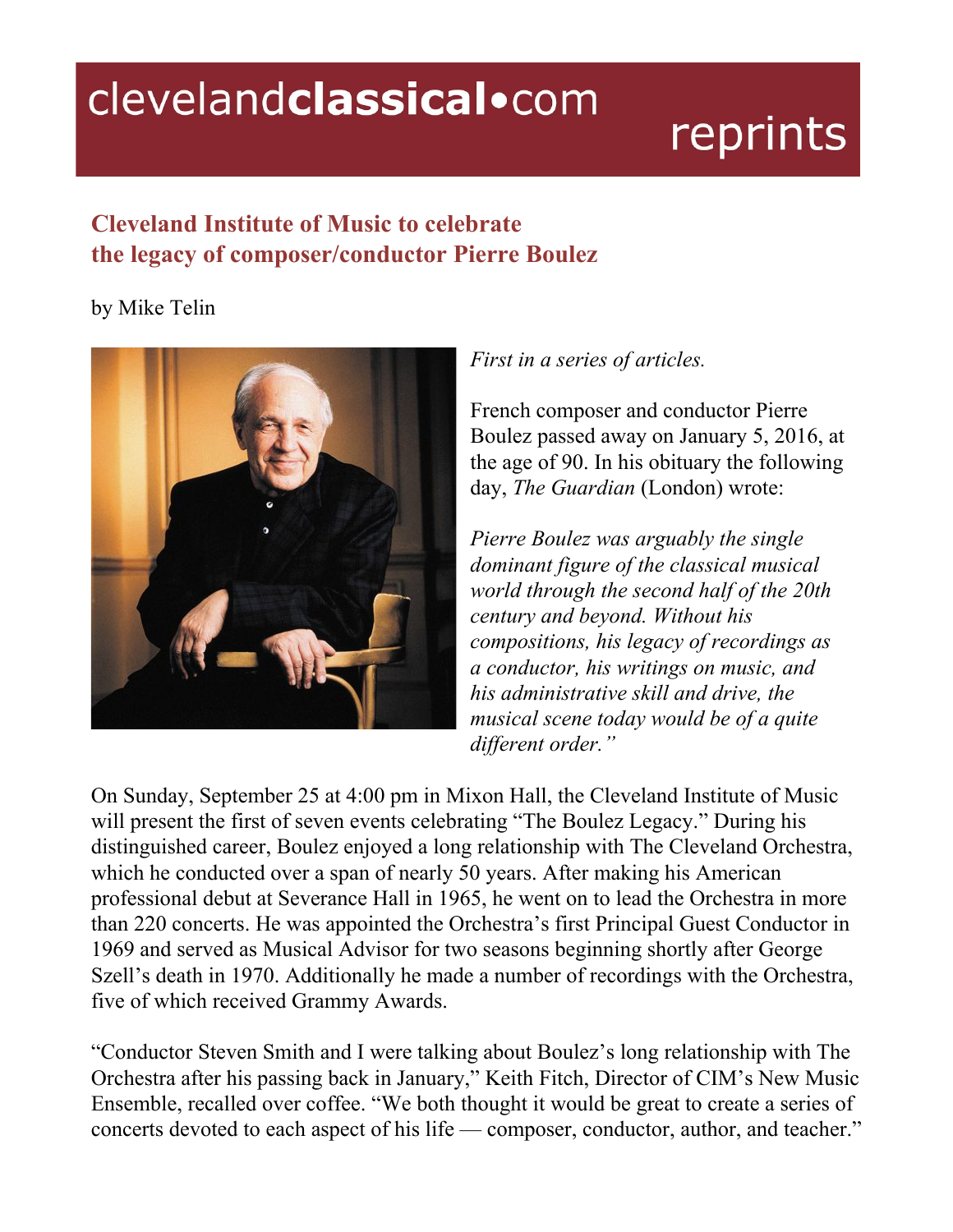# Cleveland Institute of Music to celebrate the legacy of composer/conductor Pierre Boulez

by Mike Telin

*First in a series of articles.*

French composer and conductor Pierre Boulez passed away on January 5, 2016, at the age of 90. In his obituary the following day, *The Guardian* (London) wrote:

*Pierre Boulez was arguably the single dominant figure of the classical musical world through the second half of the 20th century and beyond. Without his compositions, his legacy of recordings as a conductor, his writings on music, and his administrative skill and drive, the musical scene today would be of a quite different order."*

On Sunday, September 25 at 4:00 pm in Mixon Hall, the Cleveland Institute of Music will present the first of seven events celebrating "The Boulez Legacy." During his distinguished career, Boulez enjoyed a long relationship with The Cleveland Orchestra, which he conducted over a span of nearly 50 years. After making his American professional debut at Severance Hall in 1965, he went on to lead the Orchestra in more than 220 concerts. He was appointed the Orchestra's first Principal Guest Conductor in 1969 and served as Musical Advisor for two seasons beginning shortly after George Szell's death in 1970. Additionally he made a number of recordings with the Orchestra, five of which received Grammy Awards.

"Conductor Steven Smith and I were talking about Boulez's long relationship with The Orchestra after his passing back in January," Keith Fitch, Director of CIM's New Music Ensemble, recalled over coffee. "We both thought it would be great to create a series of concerts devoted to each aspect of his life — composer, conductor, author, and teacher."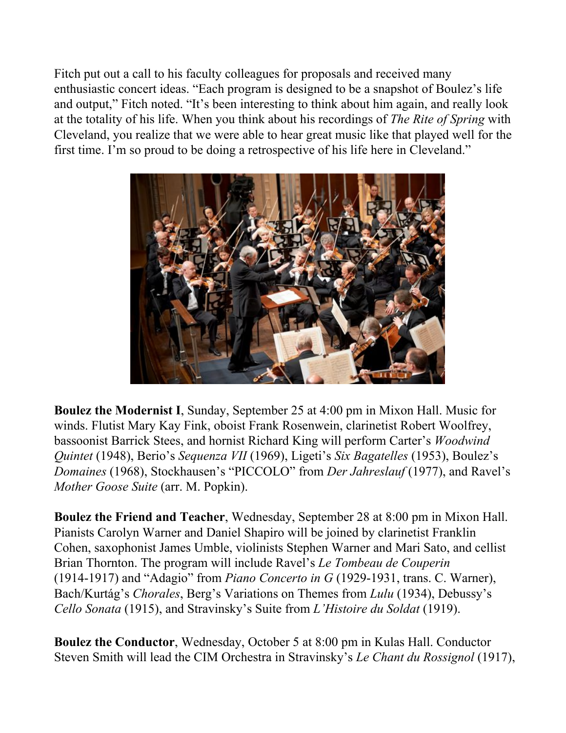Fitch put out a call to his faculty colleagues for proposals and received many enthusiastic concert ideas. "Each program is designed to be a snapshot of Boulez's life and output," Fitch noted. "It's been interesting to think about him again, and really look at the totality of his life. When you think about his recordings of *The Rite of Spring* with Cleveland, you realize that we were able to hear great music like that played well for the first time. I'm so proud to be doing a retrospective of his life here in Cleveland."

**Boulez the Modernist I**, Sunday, September 25 at 4:00 pm in Mixon Hall. Music for winds. Flutist Mary Kay Fink, oboist Frank Rosenwein, clarinetist Robert Woolfrey, bassoonist Barrick Stees, and hornist Richard King will perform Carter's *Woodwind Quintet* (1948), Berio's *Sequenza VII* (1969), Ligeti's *Six Bagatelles* (1953), Boulez's *Domaines* (1968), Stockhausen's "PICCOLO" from *Der Jahreslauf* (1977), and Ravel's *Mother Goose Suite* (arr. M. Popkin).

**Boulez the Friend and Teacher**, Wednesday, September 28 at 8:00 pm in Mixon Hall. Pianists Carolyn Warner and Daniel Shapiro will be joined by clarinetist Franklin Cohen, saxophonist James Umble, violinists Stephen Warner and Mari Sato, and cellist Brian Thornton. The program will include Ravel's *Le Tombeau de Couperin* (1914-1917) and "Adagio" from *Piano Concerto in G* (1929-1931, trans. C. Warner), Bach/Kurtág's *Chorales*, Berg's Variations on Themes from *Lulu* (1934), Debussy's *Cello Sonata* (1915), and Stravinsky's Suite from *L'Histoire du Soldat* (1919).

**Boulez the Conductor**, Wednesday, October 5 at 8:00 pm in Kulas Hall. Conductor Steven Smith will lead the CIM Orchestra in Stravinsky's *Le Chant du Rossignol* (1917),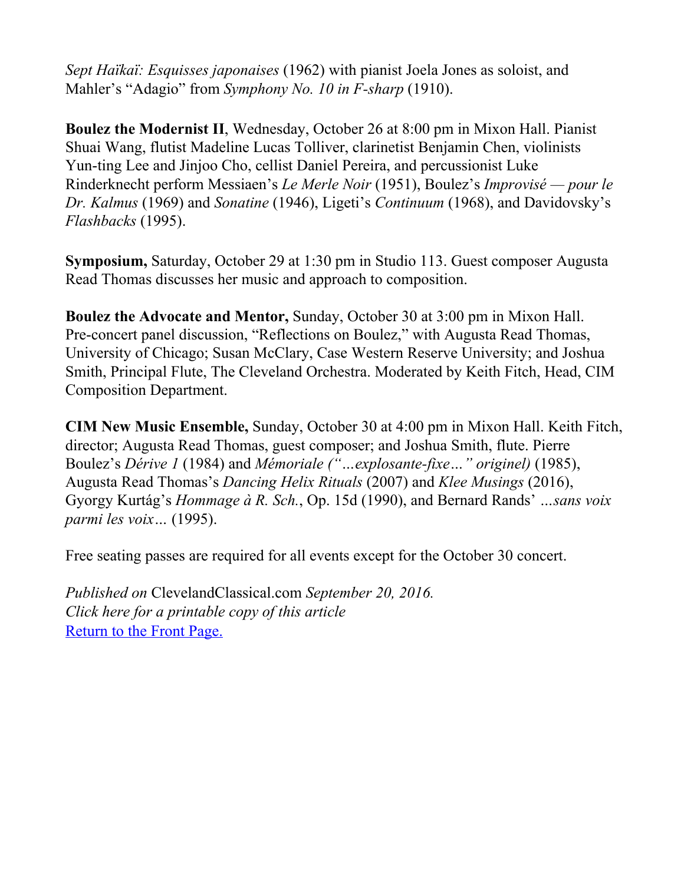*Sept Haïkaï: Esquisses japonaises* (1962) with pianist Joela Jones as soloist, and Mahler's "Adagio" from *Symphony No. 10 in F-sharp* (1910).

**Boulez the Modernist II**, Wednesday, October 26 at 8:00 pm in Mixon Hall. Pianist Shuai Wang, flutist Madeline Lucas Tolliver, clarinetist Benjamin Chen, violinists Yun-ting Lee and Jinjoo Cho, cellist Daniel Pereira, and percussionist Luke Rinderknecht perform Messiaen's *Le Merle Noir* (1951), Boulez's *Improvisé — pour le Dr. Kalmus* (1969) and *Sonatine* (1946), Ligeti's *Continuum* (1968), and Davidovsky's *Flashbacks* (1995).

**Symposium,** Saturday, October 29 at 1:30 pm in Studio 113. Guest composer Augusta Read Thomas discusses her music and approach to composition.

**Boulez the Advocate and Mentor,** Sunday, October 30 at 3:00 pm in Mixon Hall. Pre-concert panel discussion, "Reflections on Boulez," with Augusta Read Thomas, University of Chicago; Susan McClary, Case Western Reserve University; and Joshua Smith, Principal Flute, The Cleveland Orchestra. Moderated by Keith Fitch, Head, CIM Composition Department.

**CIM New Music Ensemble,** Sunday, October 30 at 4:00 pm in Mixon Hall. Keith Fitch, director; Augusta Read Thomas, guest composer; and Joshua Smith, flute. Pierre Boulez's *Dérive 1* (1984) and *Mémoriale ("…explosante-fixe…" originel)* (1985), Augusta Read Thomas's *Dancing Helix Rituals* (2007) and *Klee Musings* (2016), Gyorgy Kurtág's *Hommage à R. Sch.*, Op. 15d (1990), and Bernard Rands' *…sans voix parmi les voix…* (1995).

Free seating passes are required for all events except for the October 30 concert.

*Published on* ClevelandClassical.com *September 20, 2016.*
*Click here for a printable copy of this article*
Return to the Front Page.